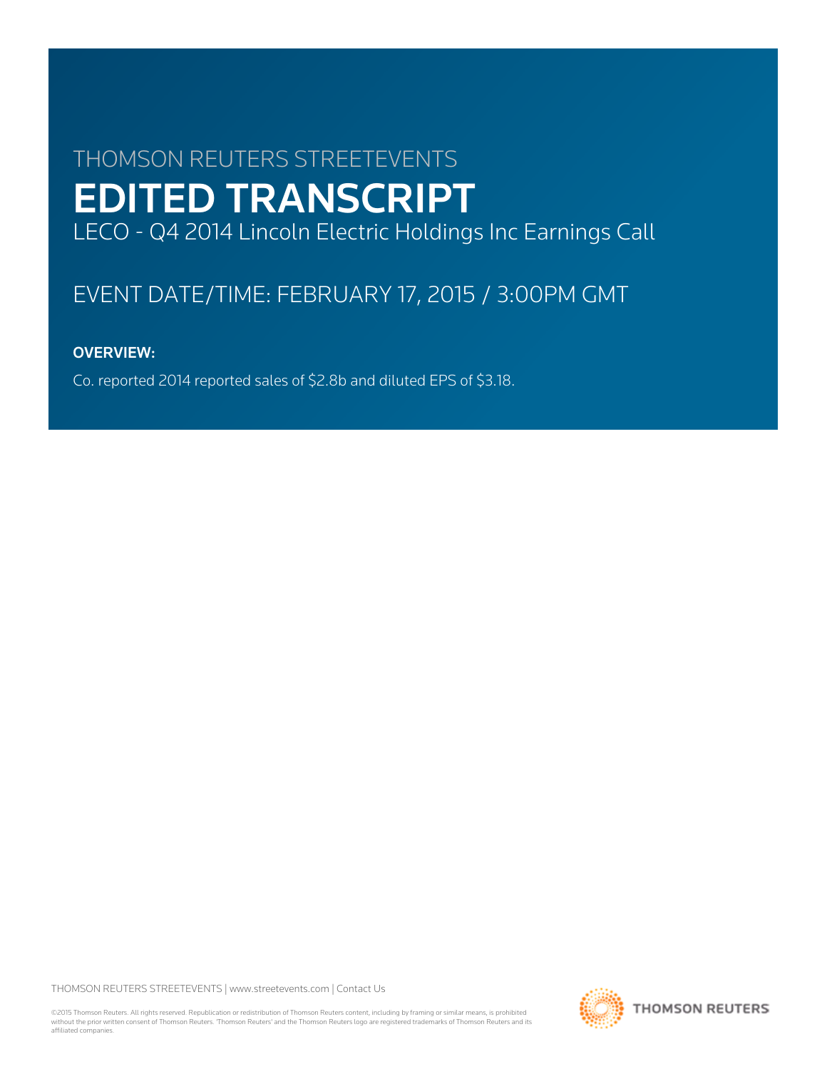THOMSON REUTERS STREETEVENTS

# EDITED TRANSCRIPT

LECO - Q4 2014 Lincoln Electric Holdings Inc Earnings Call

EVENT DATE/TIME: FEBRUARY 17, 2015 / 3:00PM GMT

**OVERVIEW:**

Co. reported 2014 reported sales of $2.8b and diluted EPS of $3.18.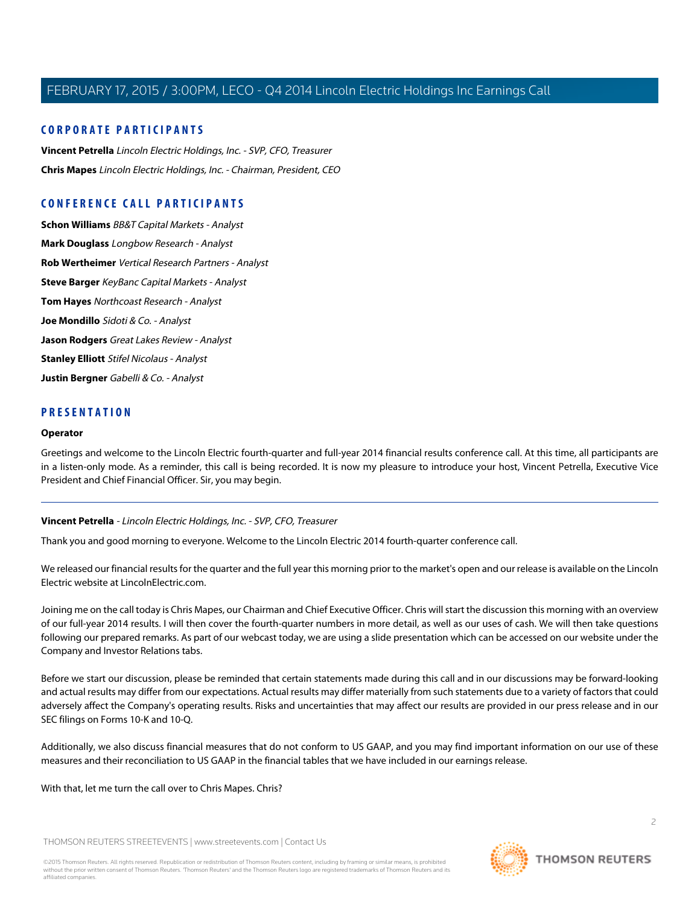## CORPORATE PARTICIPANTS

**Vincent Petrella** *Lincoln Electric Holdings, Inc. - SVP, CFO, Treasurer*

**Chris Mapes** *Lincoln Electric Holdings, Inc. - Chairman, President, CEO*

## CONFERENCE CALL PARTICIPANTS

**Schon Williams** *BB&T Capital Markets - Analyst*

**Mark Douglass** *Longbow Research - Analyst*

**Rob Wertheimer** *Vertical Research Partners - Analyst*

**Steve Barger** *KeyBanc Capital Markets - Analyst*

**Tom Hayes** *Northcoast Research - Analyst*

**Joe Mondillo** *Sidoti & Co. - Analyst*

**Jason Rodgers** *Great Lakes Review - Analyst*

**Stanley Elliott** *Stifel Nicolaus - Analyst*

**Justin Bergner** *Gabelli & Co. - Analyst*

## PRESENTATION

**Operator**

Greetings and welcome to the Lincoln Electric fourth-quarter and full-year 2014 financial results conference call. At this time, all participants are in a listen-only mode. As a reminder, this call is being recorded. It is now my pleasure to introduce your host, Vincent Petrella, Executive Vice President and Chief Financial Officer. Sir, you may begin.

---

**Vincent Petrella** - *Lincoln Electric Holdings, Inc. - SVP, CFO, Treasurer*

Thank you and good morning to everyone. Welcome to the Lincoln Electric 2014 fourth-quarter conference call.

We released our financial results for the quarter and the full year this morning prior to the market's open and our release is available on the Lincoln Electric website at LincolnElectric.com.

Joining me on the call today is Chris Mapes, our Chairman and Chief Executive Officer. Chris will start the discussion this morning with an overview of our full-year 2014 results. I will then cover the fourth-quarter numbers in more detail, as well as our uses of cash. We will then take questions following our prepared remarks. As part of our webcast today, we are using a slide presentation which can be accessed on our website under the Company and Investor Relations tabs.

Before we start our discussion, please be reminded that certain statements made during this call and in our discussions may be forward-looking and actual results may differ from our expectations. Actual results may differ materially from such statements due to a variety of factors that could adversely affect the Company's operating results. Risks and uncertainties that may affect our results are provided in our press release and in our SEC filings on Forms 10-K and 10-Q.

Additionally, we also discuss financial measures that do not conform to US GAAP, and you may find important information on our use of these measures and their reconciliation to US GAAP in the financial tables that we have included in our earnings release.

With that, let me turn the call over to Chris Mapes. Chris?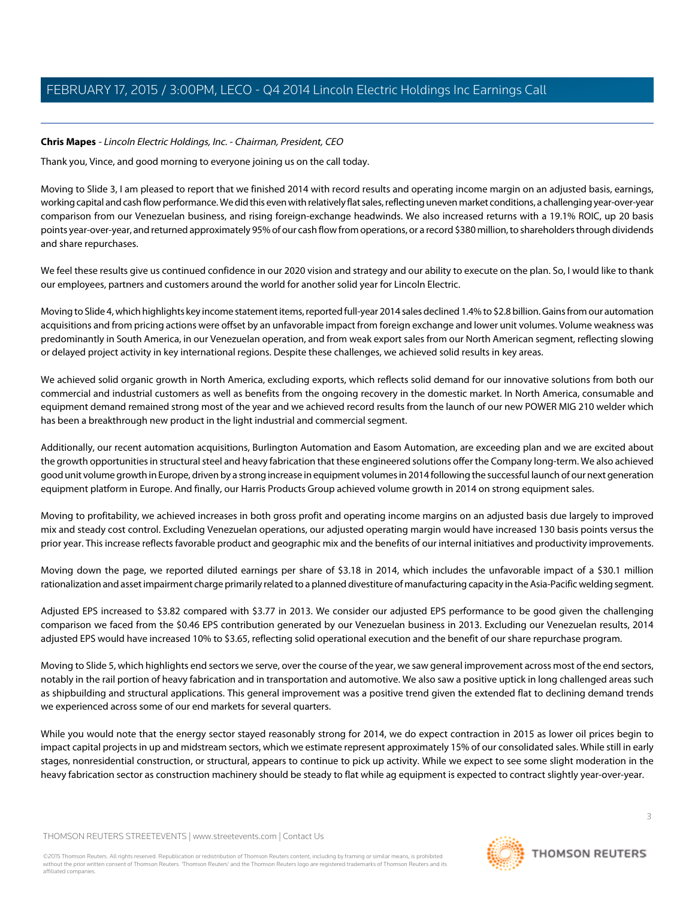**Chris Mapes** - *Lincoln Electric Holdings, Inc. - Chairman, President, CEO*

Thank you, Vince, and good morning to everyone joining us on the call today.

Moving to Slide 3, I am pleased to report that we finished 2014 with record results and operating income margin on an adjusted basis, earnings, working capital and cash flow performance. We did this even with relatively flat sales, reflecting uneven market conditions, a challenging year-over-year comparison from our Venezuelan business, and rising foreign-exchange headwinds. We also increased returns with a 19.1% ROIC, up 20 basis points year-over-year, and returned approximately 95% of our cash flow from operations, or a record $380 million, to shareholders through dividends and share repurchases.

We feel these results give us continued confidence in our 2020 vision and strategy and our ability to execute on the plan. So, I would like to thank our employees, partners and customers around the world for another solid year for Lincoln Electric.

Moving to Slide 4, which highlights key income statement items, reported full-year 2014 sales declined 1.4% to $2.8 billion. Gains from our automation acquisitions and from pricing actions were offset by an unfavorable impact from foreign exchange and lower unit volumes. Volume weakness was predominantly in South America, in our Venezuelan operation, and from weak export sales from our North American segment, reflecting slowing or delayed project activity in key international regions. Despite these challenges, we achieved solid results in key areas.

We achieved solid organic growth in North America, excluding exports, which reflects solid demand for our innovative solutions from both our commercial and industrial customers as well as benefits from the ongoing recovery in the domestic market. In North America, consumable and equipment demand remained strong most of the year and we achieved record results from the launch of our new POWER MIG 210 welder which has been a breakthrough new product in the light industrial and commercial segment.

Additionally, our recent automation acquisitions, Burlington Automation and Easom Automation, are exceeding plan and we are excited about the growth opportunities in structural steel and heavy fabrication that these engineered solutions offer the Company long-term. We also achieved good unit volume growth in Europe, driven by a strong increase in equipment volumes in 2014 following the successful launch of our next generation equipment platform in Europe. And finally, our Harris Products Group achieved volume growth in 2014 on strong equipment sales.

Moving to profitability, we achieved increases in both gross profit and operating income margins on an adjusted basis due largely to improved mix and steady cost control. Excluding Venezuelan operations, our adjusted operating margin would have increased 130 basis points versus the prior year. This increase reflects favorable product and geographic mix and the benefits of our internal initiatives and productivity improvements.

Moving down the page, we reported diluted earnings per share of $3.18 in 2014, which includes the unfavorable impact of a $30.1 million rationalization and asset impairment charge primarily related to a planned divestiture of manufacturing capacity in the Asia-Pacific welding segment.

Adjusted EPS increased to $3.82 compared with $3.77 in 2013. We consider our adjusted EPS performance to be good given the challenging comparison we faced from the $0.46 EPS contribution generated by our Venezuelan business in 2013. Excluding our Venezuelan results, 2014 adjusted EPS would have increased 10% to $3.65, reflecting solid operational execution and the benefit of our share repurchase program.

Moving to Slide 5, which highlights end sectors we serve, over the course of the year, we saw general improvement across most of the end sectors, notably in the rail portion of heavy fabrication and in transportation and automotive. We also saw a positive uptick in long challenged areas such as shipbuilding and structural applications. This general improvement was a positive trend given the extended flat to declining demand trends we experienced across some of our end markets for several quarters.

While you would note that the energy sector stayed reasonably strong for 2014, we do expect contraction in 2015 as lower oil prices begin to impact capital projects in up and midstream sectors, which we estimate represent approximately 15% of our consolidated sales. While still in early stages, nonresidential construction, or structural, appears to continue to pick up activity. While we expect to see some slight moderation in the heavy fabrication sector as construction machinery should be steady to flat while ag equipment is expected to contract slightly year-over-year.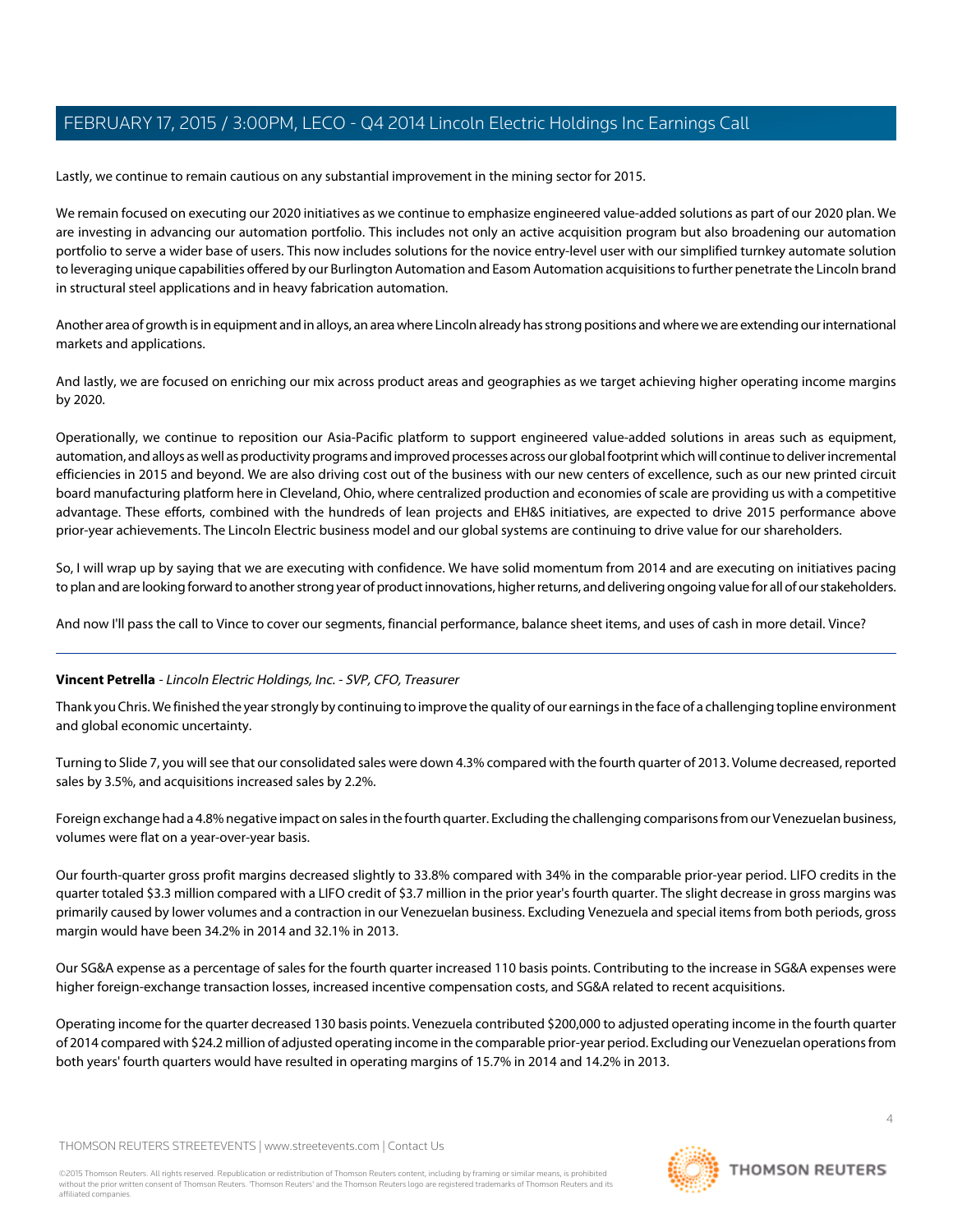Lastly, we continue to remain cautious on any substantial improvement in the mining sector for 2015.

We remain focused on executing our 2020 initiatives as we continue to emphasize engineered value-added solutions as part of our 2020 plan. We are investing in advancing our automation portfolio. This includes not only an active acquisition program but also broadening our automation portfolio to serve a wider base of users. This now includes solutions for the novice entry-level user with our simplified turnkey automate solution to leveraging unique capabilities offered by our Burlington Automation and Easom Automation acquisitions to further penetrate the Lincoln brand in structural steel applications and in heavy fabrication automation.

Another area of growth is in equipment and in alloys, an area where Lincoln already has strong positions and where we are extending our international markets and applications.

And lastly, we are focused on enriching our mix across product areas and geographies as we target achieving higher operating income margins by 2020.

Operationally, we continue to reposition our Asia-Pacific platform to support engineered value-added solutions in areas such as equipment, automation, and alloys as well as productivity programs and improved processes across our global footprint which will continue to deliver incremental efficiencies in 2015 and beyond. We are also driving cost out of the business with our new centers of excellence, such as our new printed circuit board manufacturing platform here in Cleveland, Ohio, where centralized production and economies of scale are providing us with a competitive advantage. These efforts, combined with the hundreds of lean projects and EH&S initiatives, are expected to drive 2015 performance above prior-year achievements. The Lincoln Electric business model and our global systems are continuing to drive value for our shareholders.

So, I will wrap up by saying that we are executing with confidence. We have solid momentum from 2014 and are executing on initiatives pacing to plan and are looking forward to another strong year of product innovations, higher returns, and delivering ongoing value for all of our stakeholders.

And now I'll pass the call to Vince to cover our segments, financial performance, balance sheet items, and uses of cash in more detail. Vince?

---

**Vincent Petrella** - *Lincoln Electric Holdings, Inc. - SVP, CFO, Treasurer*

Thank you Chris. We finished the year strongly by continuing to improve the quality of our earnings in the face of a challenging topline environment and global economic uncertainty.

Turning to Slide 7, you will see that our consolidated sales were down 4.3% compared with the fourth quarter of 2013. Volume decreased, reported sales by 3.5%, and acquisitions increased sales by 2.2%.

Foreign exchange had a 4.8% negative impact on sales in the fourth quarter. Excluding the challenging comparisons from our Venezuelan business, volumes were flat on a year-over-year basis.

Our fourth-quarter gross profit margins decreased slightly to 33.8% compared with 34% in the comparable prior-year period. LIFO credits in the quarter totaled $3.3 million compared with a LIFO credit of $3.7 million in the prior year's fourth quarter. The slight decrease in gross margins was primarily caused by lower volumes and a contraction in our Venezuelan business. Excluding Venezuela and special items from both periods, gross margin would have been 34.2% in 2014 and 32.1% in 2013.

Our SG&A expense as a percentage of sales for the fourth quarter increased 110 basis points. Contributing to the increase in SG&A expenses were higher foreign-exchange transaction losses, increased incentive compensation costs, and SG&A related to recent acquisitions.

Operating income for the quarter decreased 130 basis points. Venezuela contributed $200,000 to adjusted operating income in the fourth quarter of 2014 compared with $24.2 million of adjusted operating income in the comparable prior-year period. Excluding our Venezuelan operations from both years' fourth quarters would have resulted in operating margins of 15.7% in 2014 and 14.2% in 2013.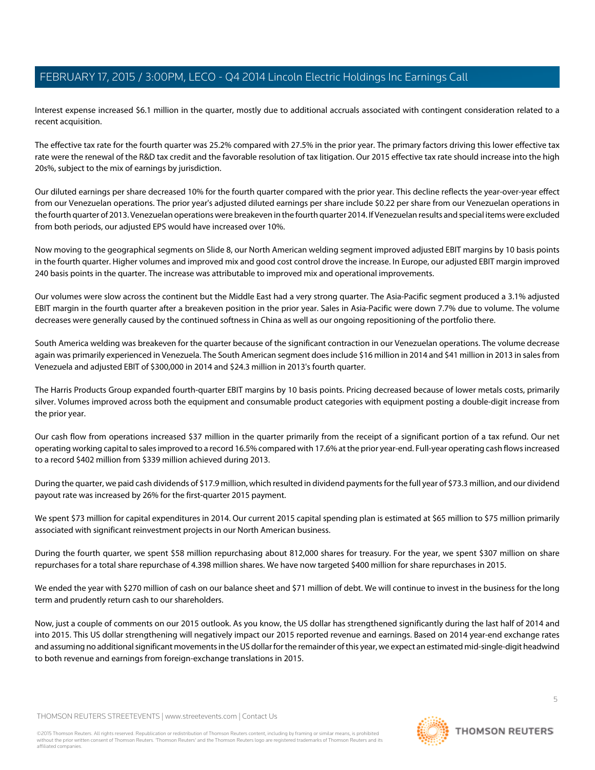Interest expense increased $6.1 million in the quarter, mostly due to additional accruals associated with contingent consideration related to a recent acquisition.

The effective tax rate for the fourth quarter was 25.2% compared with 27.5% in the prior year. The primary factors driving this lower effective tax rate were the renewal of the R&D tax credit and the favorable resolution of tax litigation. Our 2015 effective tax rate should increase into the high 20s%, subject to the mix of earnings by jurisdiction.

Our diluted earnings per share decreased 10% for the fourth quarter compared with the prior year. This decline reflects the year-over-year effect from our Venezuelan operations. The prior year's adjusted diluted earnings per share include $0.22 per share from our Venezuelan operations in the fourth quarter of 2013. Venezuelan operations were breakeven in the fourth quarter 2014. If Venezuelan results and special items were excluded from both periods, our adjusted EPS would have increased over 10%.

Now moving to the geographical segments on Slide 8, our North American welding segment improved adjusted EBIT margins by 10 basis points in the fourth quarter. Higher volumes and improved mix and good cost control drove the increase. In Europe, our adjusted EBIT margin improved 240 basis points in the quarter. The increase was attributable to improved mix and operational improvements.

Our volumes were slow across the continent but the Middle East had a very strong quarter. The Asia-Pacific segment produced a 3.1% adjusted EBIT margin in the fourth quarter after a breakeven position in the prior year. Sales in Asia-Pacific were down 7.7% due to volume. The volume decreases were generally caused by the continued softness in China as well as our ongoing repositioning of the portfolio there.

South America welding was breakeven for the quarter because of the significant contraction in our Venezuelan operations. The volume decrease again was primarily experienced in Venezuela. The South American segment does include $16 million in 2014 and $41 million in 2013 in sales from Venezuela and adjusted EBIT of $300,000 in 2014 and $24.3 million in 2013's fourth quarter.

The Harris Products Group expanded fourth-quarter EBIT margins by 10 basis points. Pricing decreased because of lower metals costs, primarily silver. Volumes improved across both the equipment and consumable product categories with equipment posting a double-digit increase from the prior year.

Our cash flow from operations increased $37 million in the quarter primarily from the receipt of a significant portion of a tax refund. Our net operating working capital to sales improved to a record 16.5% compared with 17.6% at the prior year-end. Full-year operating cash flows increased to a record $402 million from $339 million achieved during 2013.

During the quarter, we paid cash dividends of $17.9 million, which resulted in dividend payments for the full year of $73.3 million, and our dividend payout rate was increased by 26% for the first-quarter 2015 payment.

We spent $73 million for capital expenditures in 2014. Our current 2015 capital spending plan is estimated at $65 million to $75 million primarily associated with significant reinvestment projects in our North American business.

During the fourth quarter, we spent $58 million repurchasing about 812,000 shares for treasury. For the year, we spent $307 million on share repurchases for a total share repurchase of 4.398 million shares. We have now targeted $400 million for share repurchases in 2015.

We ended the year with $270 million of cash on our balance sheet and $71 million of debt. We will continue to invest in the business for the long term and prudently return cash to our shareholders.

Now, just a couple of comments on our 2015 outlook. As you know, the US dollar has strengthened significantly during the last half of 2014 and into 2015. This US dollar strengthening will negatively impact our 2015 reported revenue and earnings. Based on 2014 year-end exchange rates and assuming no additional significant movements in the US dollar for the remainder of this year, we expect an estimated mid-single-digit headwind to both revenue and earnings from foreign-exchange translations in 2015.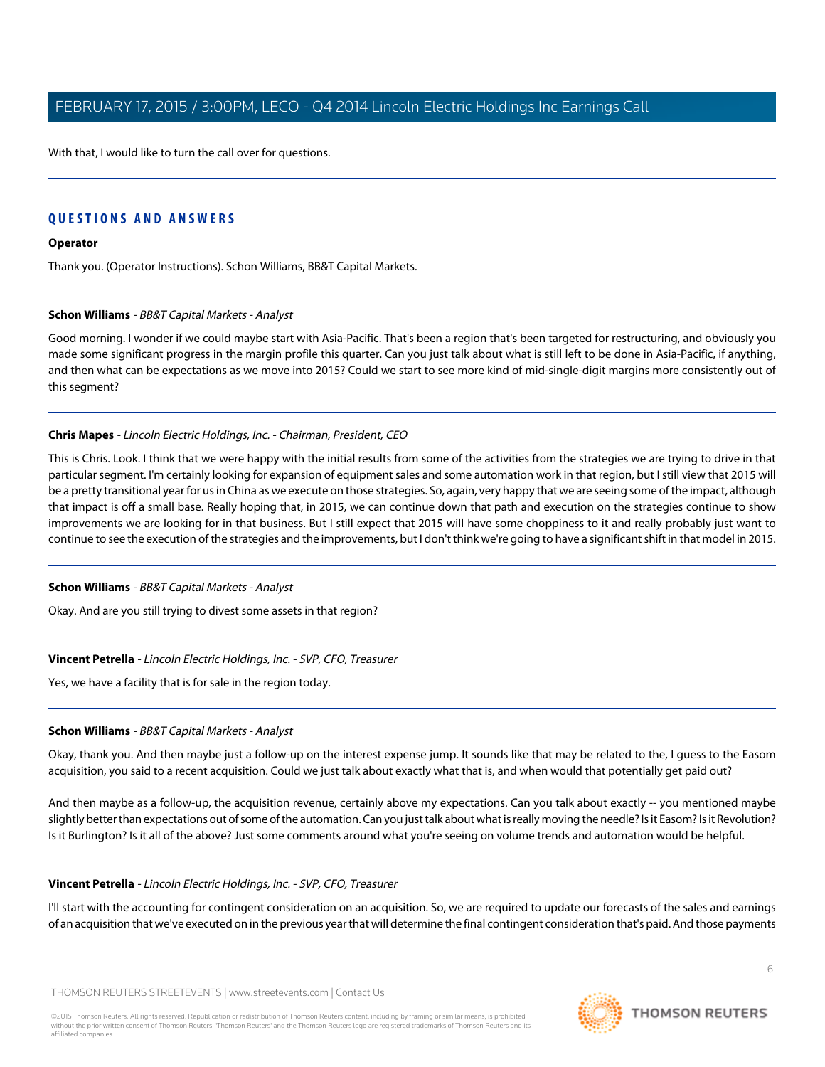With that, I would like to turn the call over for questions.

## QUESTIONS AND ANSWERS

**Operator**

Thank you. (Operator Instructions). Schon Williams, BB&T Capital Markets.

**Schon Williams** - *BB&T Capital Markets - Analyst*

Good morning. I wonder if we could maybe start with Asia-Pacific. That's been a region that's been targeted for restructuring, and obviously you made some significant progress in the margin profile this quarter. Can you just talk about what is still left to be done in Asia-Pacific, if anything, and then what can be expectations as we move into 2015? Could we start to see more kind of mid-single-digit margins more consistently out of this segment?

**Chris Mapes** - *Lincoln Electric Holdings, Inc. - Chairman, President, CEO*

This is Chris. Look. I think that we were happy with the initial results from some of the activities from the strategies we are trying to drive in that particular segment. I'm certainly looking for expansion of equipment sales and some automation work in that region, but I still view that 2015 will be a pretty transitional year for us in China as we execute on those strategies. So, again, very happy that we are seeing some of the impact, although that impact is off a small base. Really hoping that, in 2015, we can continue down that path and execution on the strategies continue to show improvements we are looking for in that business. But I still expect that 2015 will have some choppiness to it and really probably just want to continue to see the execution of the strategies and the improvements, but I don't think we're going to have a significant shift in that model in 2015.

**Schon Williams** - *BB&T Capital Markets - Analyst*

Okay. And are you still trying to divest some assets in that region?

**Vincent Petrella** - *Lincoln Electric Holdings, Inc. - SVP, CFO, Treasurer*

Yes, we have a facility that is for sale in the region today.

**Schon Williams** - *BB&T Capital Markets - Analyst*

Okay, thank you. And then maybe just a follow-up on the interest expense jump. It sounds like that may be related to the, I guess to the Easom acquisition, you said to a recent acquisition. Could we just talk about exactly what that is, and when would that potentially get paid out?

And then maybe as a follow-up, the acquisition revenue, certainly above my expectations. Can you talk about exactly -- you mentioned maybe slightly better than expectations out of some of the automation. Can you just talk about what is really moving the needle? Is it Easom? Is it Revolution? Is it Burlington? Is it all of the above? Just some comments around what you're seeing on volume trends and automation would be helpful.

**Vincent Petrella** - *Lincoln Electric Holdings, Inc. - SVP, CFO, Treasurer*

I'll start with the accounting for contingent consideration on an acquisition. So, we are required to update our forecasts of the sales and earnings of an acquisition that we've executed on in the previous year that will determine the final contingent consideration that's paid. And those payments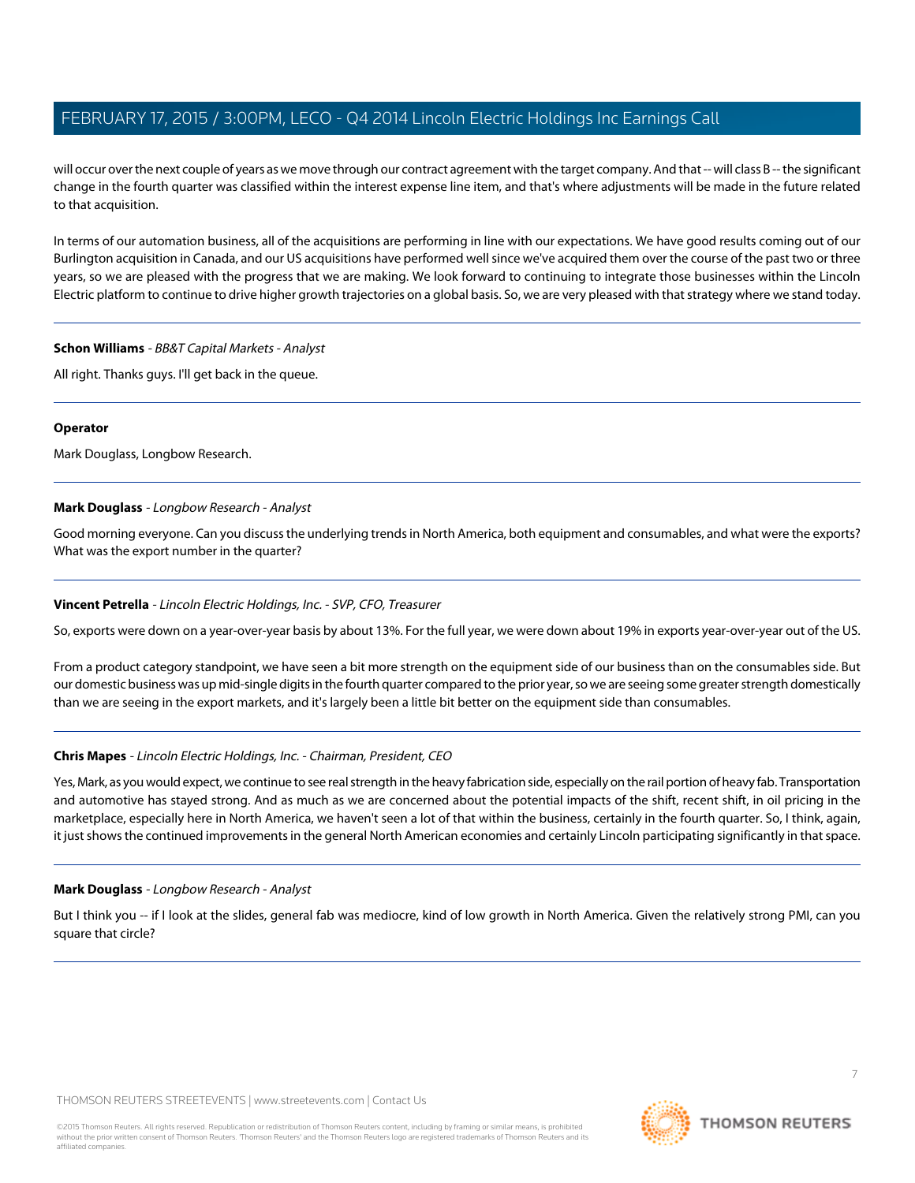will occur over the next couple of years as we move through our contract agreement with the target company. And that -- will class B -- the significant change in the fourth quarter was classified within the interest expense line item, and that's where adjustments will be made in the future related to that acquisition.

In terms of our automation business, all of the acquisitions are performing in line with our expectations. We have good results coming out of our Burlington acquisition in Canada, and our US acquisitions have performed well since we've acquired them over the course of the past two or three years, so we are pleased with the progress that we are making. We look forward to continuing to integrate those businesses within the Lincoln Electric platform to continue to drive higher growth trajectories on a global basis. So, we are very pleased with that strategy where we stand today.

---

**Schon Williams** - *BB&T Capital Markets - Analyst*

All right. Thanks guys. I'll get back in the queue.

---

**Operator**

Mark Douglass, Longbow Research.

---

**Mark Douglass** - *Longbow Research - Analyst*

Good morning everyone. Can you discuss the underlying trends in North America, both equipment and consumables, and what were the exports? What was the export number in the quarter?

---

**Vincent Petrella** - *Lincoln Electric Holdings, Inc. - SVP, CFO, Treasurer*

So, exports were down on a year-over-year basis by about 13%. For the full year, we were down about 19% in exports year-over-year out of the US.

From a product category standpoint, we have seen a bit more strength on the equipment side of our business than on the consumables side. But our domestic business was up mid-single digits in the fourth quarter compared to the prior year, so we are seeing some greater strength domestically than we are seeing in the export markets, and it's largely been a little bit better on the equipment side than consumables.

---

**Chris Mapes** - *Lincoln Electric Holdings, Inc. - Chairman, President, CEO*

Yes, Mark, as you would expect, we continue to see real strength in the heavy fabrication side, especially on the rail portion of heavy fab. Transportation and automotive has stayed strong. And as much as we are concerned about the potential impacts of the shift, recent shift, in oil pricing in the marketplace, especially here in North America, we haven't seen a lot of that within the business, certainly in the fourth quarter. So, I think, again, it just shows the continued improvements in the general North American economies and certainly Lincoln participating significantly in that space.

---

**Mark Douglass** - *Longbow Research - Analyst*

But I think you -- if I look at the slides, general fab was mediocre, kind of low growth in North America. Given the relatively strong PMI, can you square that circle?

---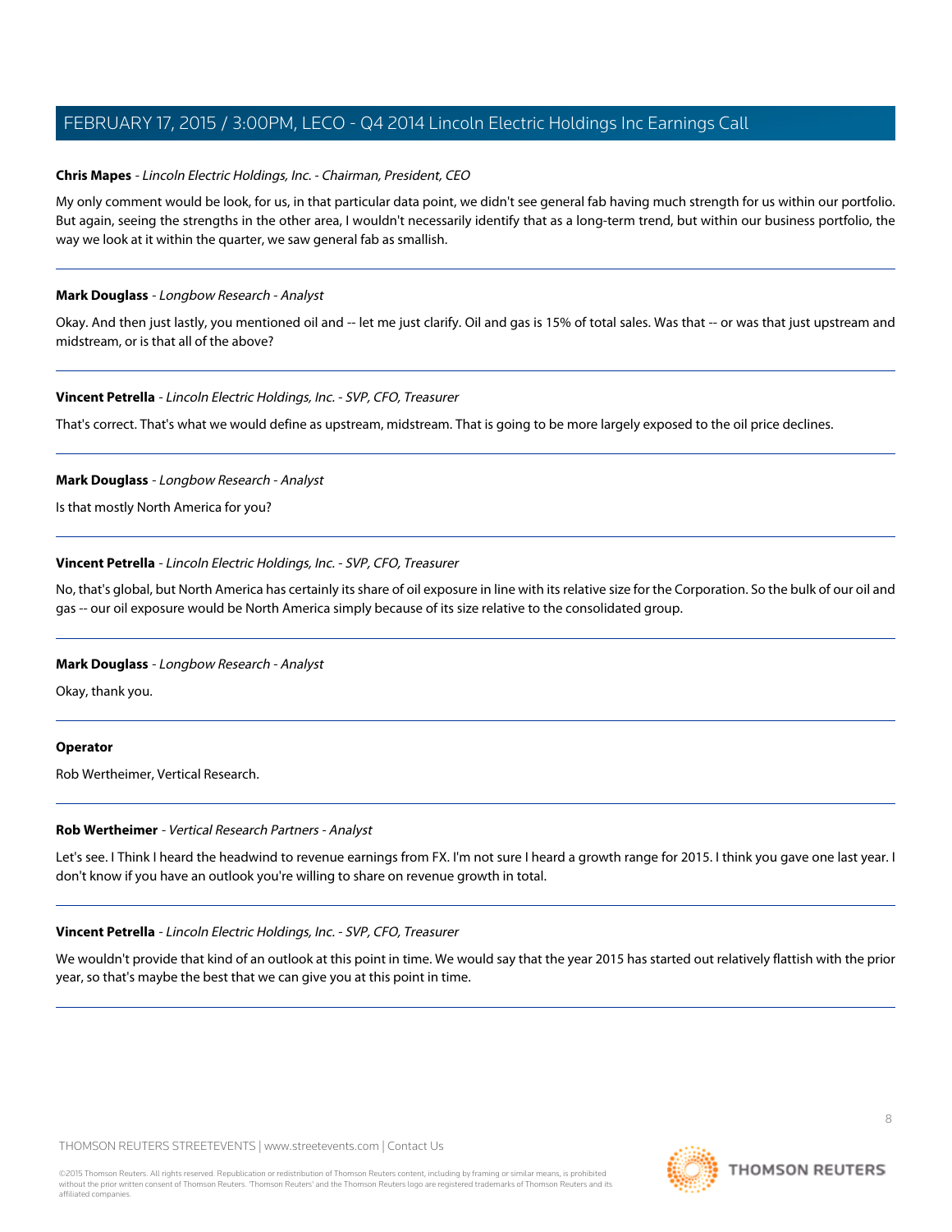**Chris Mapes** - *Lincoln Electric Holdings, Inc. - Chairman, President, CEO*

My only comment would be look, for us, in that particular data point, we didn't see general fab having much strength for us within our portfolio. But again, seeing the strengths in the other area, I wouldn't necessarily identify that as a long-term trend, but within our business portfolio, the way we look at it within the quarter, we saw general fab as smallish.

---

**Mark Douglass** - *Longbow Research - Analyst*

Okay. And then just lastly, you mentioned oil and -- let me just clarify. Oil and gas is 15% of total sales. Was that -- or was that just upstream and midstream, or is that all of the above?

---

**Vincent Petrella** - *Lincoln Electric Holdings, Inc. - SVP, CFO, Treasurer*

That's correct. That's what we would define as upstream, midstream. That is going to be more largely exposed to the oil price declines.

---

**Mark Douglass** - *Longbow Research - Analyst*

Is that mostly North America for you?

---

**Vincent Petrella** - *Lincoln Electric Holdings, Inc. - SVP, CFO, Treasurer*

No, that's global, but North America has certainly its share of oil exposure in line with its relative size for the Corporation. So the bulk of our oil and gas -- our oil exposure would be North America simply because of its size relative to the consolidated group.

---

**Mark Douglass** - *Longbow Research - Analyst*

Okay, thank you.

---

**Operator**

Rob Wertheimer, Vertical Research.

---

**Rob Wertheimer** - *Vertical Research Partners - Analyst*

Let's see. I Think I heard the headwind to revenue earnings from FX. I'm not sure I heard a growth range for 2015. I think you gave one last year. I don't know if you have an outlook you're willing to share on revenue growth in total.

---

**Vincent Petrella** - *Lincoln Electric Holdings, Inc. - SVP, CFO, Treasurer*

We wouldn't provide that kind of an outlook at this point in time. We would say that the year 2015 has started out relatively flattish with the prior year, so that's maybe the best that we can give you at this point in time.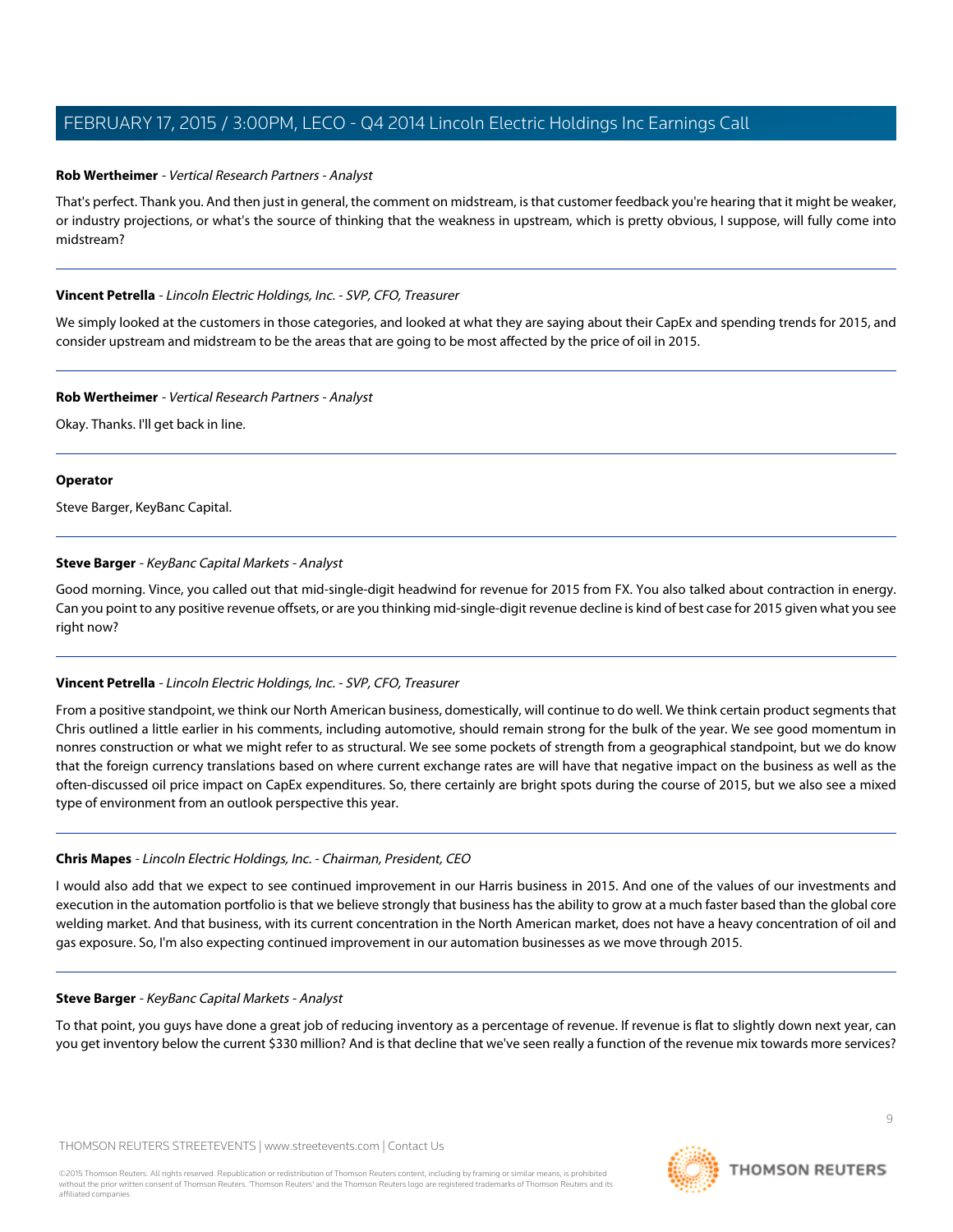**Rob Wertheimer** - *Vertical Research Partners - Analyst*

That's perfect. Thank you. And then just in general, the comment on midstream, is that customer feedback you're hearing that it might be weaker, or industry projections, or what's the source of thinking that the weakness in upstream, which is pretty obvious, I suppose, will fully come into midstream?

---

**Vincent Petrella** - *Lincoln Electric Holdings, Inc. - SVP, CFO, Treasurer*

We simply looked at the customers in those categories, and looked at what they are saying about their CapEx and spending trends for 2015, and consider upstream and midstream to be the areas that are going to be most affected by the price of oil in 2015.

---

**Rob Wertheimer** - *Vertical Research Partners - Analyst*

Okay. Thanks. I'll get back in line.

---

**Operator**

Steve Barger, KeyBanc Capital.

---

**Steve Barger** - *KeyBanc Capital Markets - Analyst*

Good morning. Vince, you called out that mid-single-digit headwind for revenue for 2015 from FX. You also talked about contraction in energy. Can you point to any positive revenue offsets, or are you thinking mid-single-digit revenue decline is kind of best case for 2015 given what you see right now?

---

**Vincent Petrella** - *Lincoln Electric Holdings, Inc. - SVP, CFO, Treasurer*

From a positive standpoint, we think our North American business, domestically, will continue to do well. We think certain product segments that Chris outlined a little earlier in his comments, including automotive, should remain strong for the bulk of the year. We see good momentum in nonres construction or what we might refer to as structural. We see some pockets of strength from a geographical standpoint, but we do know that the foreign currency translations based on where current exchange rates are will have that negative impact on the business as well as the often-discussed oil price impact on CapEx expenditures. So, there certainly are bright spots during the course of 2015, but we also see a mixed type of environment from an outlook perspective this year.

---

**Chris Mapes** - *Lincoln Electric Holdings, Inc. - Chairman, President, CEO*

I would also add that we expect to see continued improvement in our Harris business in 2015. And one of the values of our investments and execution in the automation portfolio is that we believe strongly that business has the ability to grow at a much faster based than the global core welding market. And that business, with its current concentration in the North American market, does not have a heavy concentration of oil and gas exposure. So, I'm also expecting continued improvement in our automation businesses as we move through 2015.

---

**Steve Barger** - *KeyBanc Capital Markets - Analyst*

To that point, you guys have done a great job of reducing inventory as a percentage of revenue. If revenue is flat to slightly down next year, can you get inventory below the current $330 million? And is that decline that we've seen really a function of the revenue mix towards more services?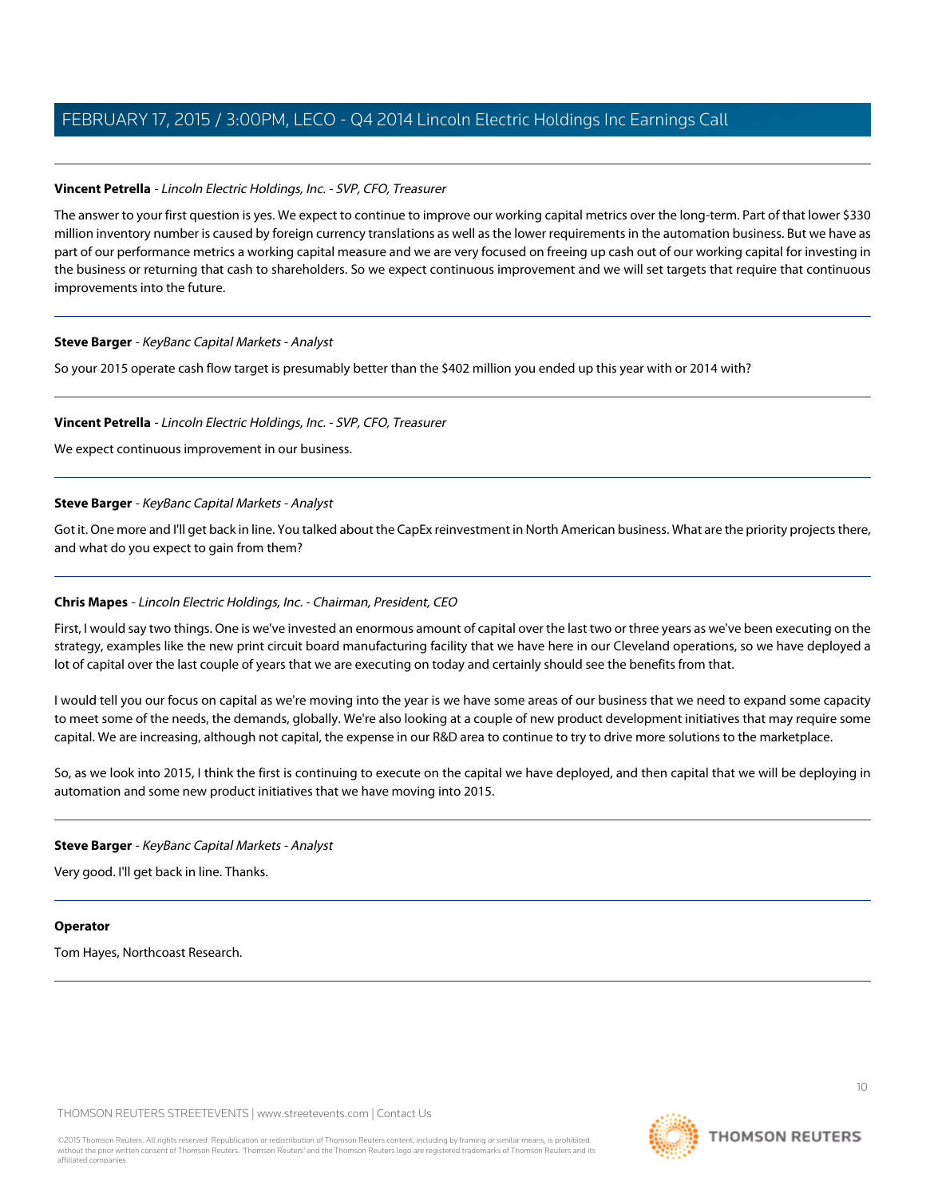**Vincent Petrella** - *Lincoln Electric Holdings, Inc. - SVP, CFO, Treasurer*

The answer to your first question is yes. We expect to continue to improve our working capital metrics over the long-term. Part of that lower $330 million inventory number is caused by foreign currency translations as well as the lower requirements in the automation business. But we have as part of our performance metrics a working capital measure and we are very focused on freeing up cash out of our working capital for investing in the business or returning that cash to shareholders. So we expect continuous improvement and we will set targets that require that continuous improvements into the future.

---

**Steve Barger** - *KeyBanc Capital Markets - Analyst*

So your 2015 operate cash flow target is presumably better than the $402 million you ended up this year with or 2014 with?

---

**Vincent Petrella** - *Lincoln Electric Holdings, Inc. - SVP, CFO, Treasurer*

We expect continuous improvement in our business.

---

**Steve Barger** - *KeyBanc Capital Markets - Analyst*

Got it. One more and I'll get back in line. You talked about the CapEx reinvestment in North American business. What are the priority projects there, and what do you expect to gain from them?

---

**Chris Mapes** - *Lincoln Electric Holdings, Inc. - Chairman, President, CEO*

First, I would say two things. One is we've invested an enormous amount of capital over the last two or three years as we've been executing on the strategy, examples like the new print circuit board manufacturing facility that we have here in our Cleveland operations, so we have deployed a lot of capital over the last couple of years that we are executing on today and certainly should see the benefits from that.

I would tell you our focus on capital as we're moving into the year is we have some areas of our business that we need to expand some capacity to meet some of the needs, the demands, globally. We're also looking at a couple of new product development initiatives that may require some capital. We are increasing, although not capital, the expense in our R&D area to continue to try to drive more solutions to the marketplace.

So, as we look into 2015, I think the first is continuing to execute on the capital we have deployed, and then capital that we will be deploying in automation and some new product initiatives that we have moving into 2015.

---

**Steve Barger** - *KeyBanc Capital Markets - Analyst*

Very good. I'll get back in line. Thanks.

---

**Operator**

Tom Hayes, Northcoast Research.

---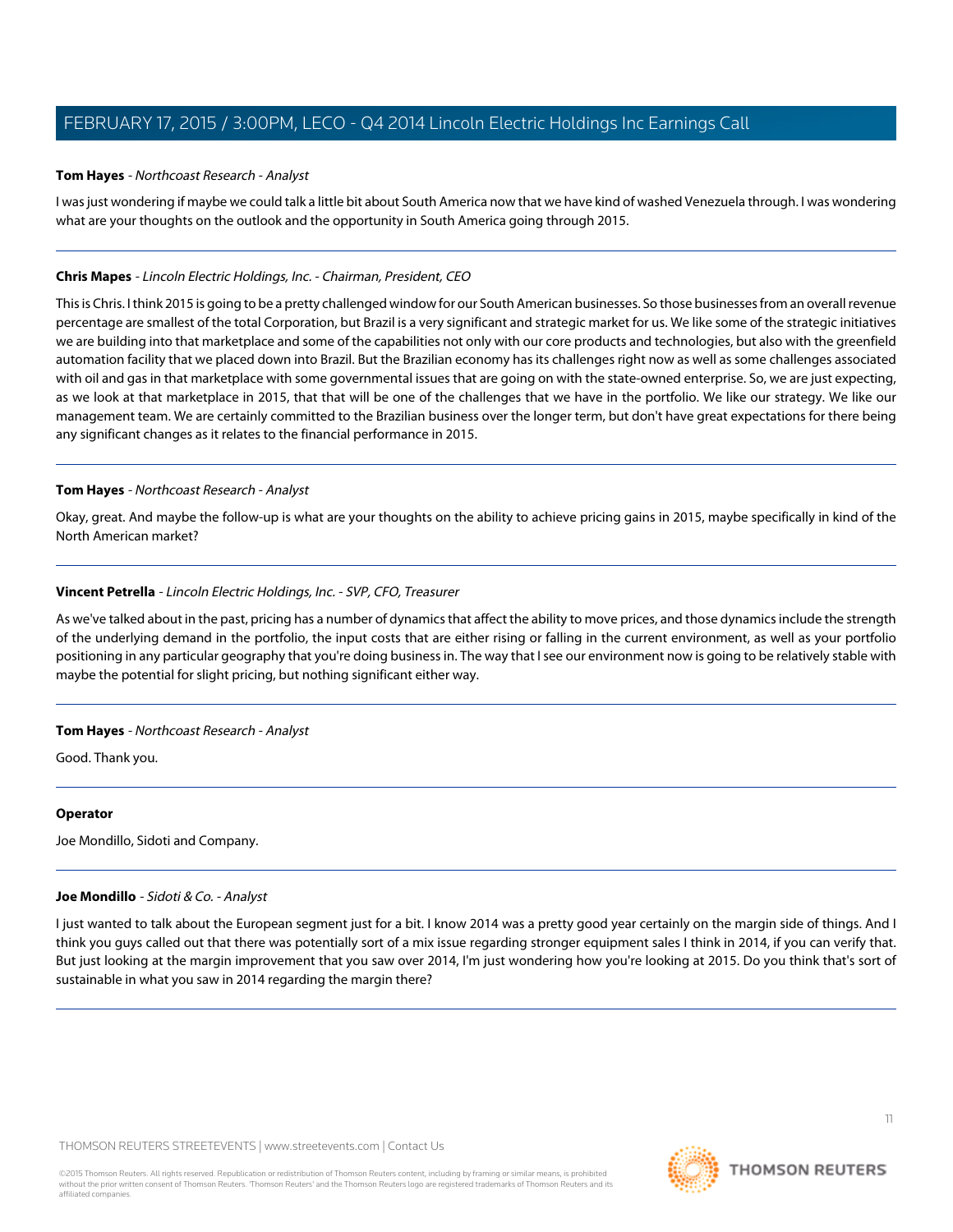**Tom Hayes** - *Northcoast Research - Analyst*

I was just wondering if maybe we could talk a little bit about South America now that we have kind of washed Venezuela through. I was wondering what are your thoughts on the outlook and the opportunity in South America going through 2015.

---

**Chris Mapes** - *Lincoln Electric Holdings, Inc. - Chairman, President, CEO*

This is Chris. I think 2015 is going to be a pretty challenged window for our South American businesses. So those businesses from an overall revenue percentage are smallest of the total Corporation, but Brazil is a very significant and strategic market for us. We like some of the strategic initiatives we are building into that marketplace and some of the capabilities not only with our core products and technologies, but also with the greenfield automation facility that we placed down into Brazil. But the Brazilian economy has its challenges right now as well as some challenges associated with oil and gas in that marketplace with some governmental issues that are going on with the state-owned enterprise. So, we are just expecting, as we look at that marketplace in 2015, that that will be one of the challenges that we have in the portfolio. We like our strategy. We like our management team. We are certainly committed to the Brazilian business over the longer term, but don't have great expectations for there being any significant changes as it relates to the financial performance in 2015.

---

**Tom Hayes** - *Northcoast Research - Analyst*

Okay, great. And maybe the follow-up is what are your thoughts on the ability to achieve pricing gains in 2015, maybe specifically in kind of the North American market?

---

**Vincent Petrella** - *Lincoln Electric Holdings, Inc. - SVP, CFO, Treasurer*

As we've talked about in the past, pricing has a number of dynamics that affect the ability to move prices, and those dynamics include the strength of the underlying demand in the portfolio, the input costs that are either rising or falling in the current environment, as well as your portfolio positioning in any particular geography that you're doing business in. The way that I see our environment now is going to be relatively stable with maybe the potential for slight pricing, but nothing significant either way.

---

**Tom Hayes** - *Northcoast Research - Analyst*

Good. Thank you.

---

**Operator**

Joe Mondillo, Sidoti and Company.

---

**Joe Mondillo** - *Sidoti & Co. - Analyst*

I just wanted to talk about the European segment just for a bit. I know 2014 was a pretty good year certainly on the margin side of things. And I think you guys called out that there was potentially sort of a mix issue regarding stronger equipment sales I think in 2014, if you can verify that. But just looking at the margin improvement that you saw over 2014, I'm just wondering how you're looking at 2015. Do you think that's sort of sustainable in what you saw in 2014 regarding the margin there?

---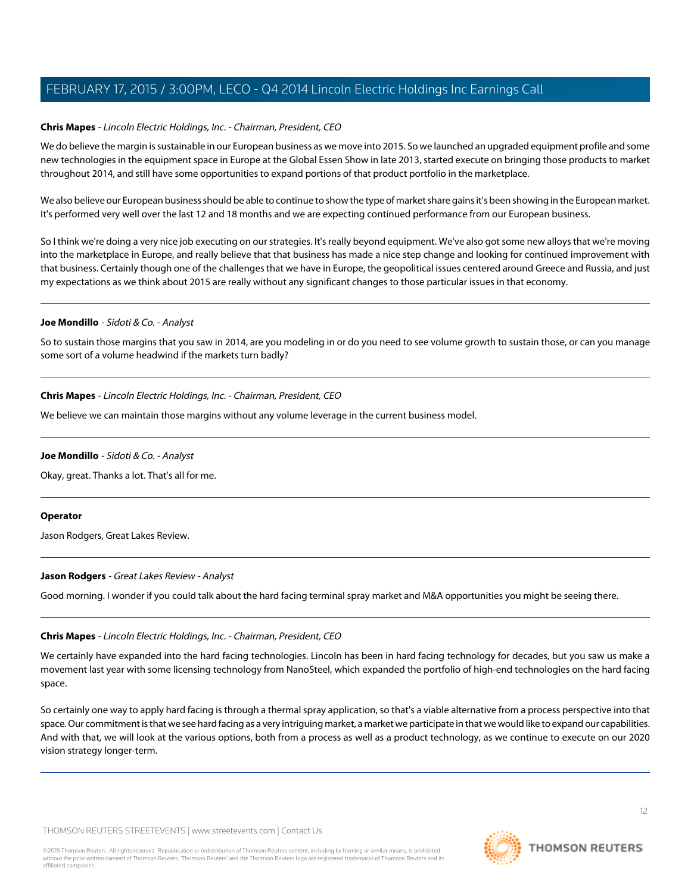**Chris Mapes** - *Lincoln Electric Holdings, Inc. - Chairman, President, CEO*

We do believe the margin is sustainable in our European business as we move into 2015. So we launched an upgraded equipment profile and some new technologies in the equipment space in Europe at the Global Essen Show in late 2013, started execute on bringing those products to market throughout 2014, and still have some opportunities to expand portions of that product portfolio in the marketplace.

We also believe our European business should be able to continue to show the type of market share gains it's been showing in the European market. It's performed very well over the last 12 and 18 months and we are expecting continued performance from our European business.

So I think we're doing a very nice job executing on our strategies. It's really beyond equipment. We've also got some new alloys that we're moving into the marketplace in Europe, and really believe that that business has made a nice step change and looking for continued improvement with that business. Certainly though one of the challenges that we have in Europe, the geopolitical issues centered around Greece and Russia, and just my expectations as we think about 2015 are really without any significant changes to those particular issues in that economy.

---

**Joe Mondillo** - *Sidoti & Co. - Analyst*

So to sustain those margins that you saw in 2014, are you modeling in or do you need to see volume growth to sustain those, or can you manage some sort of a volume headwind if the markets turn badly?

---

**Chris Mapes** - *Lincoln Electric Holdings, Inc. - Chairman, President, CEO*

We believe we can maintain those margins without any volume leverage in the current business model.

---

**Joe Mondillo** - *Sidoti & Co. - Analyst*

Okay, great. Thanks a lot. That's all for me.

---

**Operator**

Jason Rodgers, Great Lakes Review.

---

**Jason Rodgers** - *Great Lakes Review - Analyst*

Good morning. I wonder if you could talk about the hard facing terminal spray market and M&A opportunities you might be seeing there.

---

**Chris Mapes** - *Lincoln Electric Holdings, Inc. - Chairman, President, CEO*

We certainly have expanded into the hard facing technologies. Lincoln has been in hard facing technology for decades, but you saw us make a movement last year with some licensing technology from NanoSteel, which expanded the portfolio of high-end technologies on the hard facing space.

So certainly one way to apply hard facing is through a thermal spray application, so that's a viable alternative from a process perspective into that space. Our commitment is that we see hard facing as a very intriguing market, a market we participate in that we would like to expand our capabilities. And with that, we will look at the various options, both from a process as well as a product technology, as we continue to execute on our 2020 vision strategy longer-term.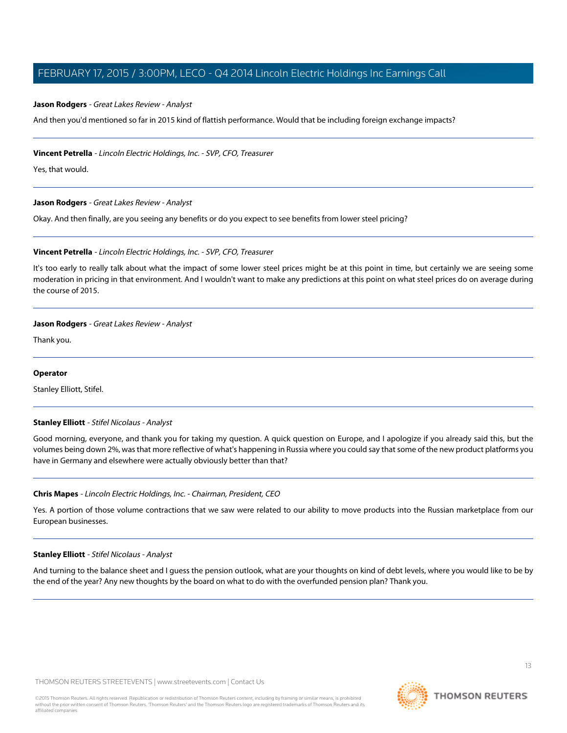**Jason Rodgers** - *Great Lakes Review - Analyst*

And then you'd mentioned so far in 2015 kind of flattish performance. Would that be including foreign exchange impacts?

---

**Vincent Petrella** - *Lincoln Electric Holdings, Inc. - SVP, CFO, Treasurer*

Yes, that would.

---

**Jason Rodgers** - *Great Lakes Review - Analyst*

Okay. And then finally, are you seeing any benefits or do you expect to see benefits from lower steel pricing?

---

**Vincent Petrella** - *Lincoln Electric Holdings, Inc. - SVP, CFO, Treasurer*

It's too early to really talk about what the impact of some lower steel prices might be at this point in time, but certainly we are seeing some moderation in pricing in that environment. And I wouldn't want to make any predictions at this point on what steel prices do on average during the course of 2015.

---

**Jason Rodgers** - *Great Lakes Review - Analyst*

Thank you.

---

**Operator**

Stanley Elliott, Stifel.

---

**Stanley Elliott** - *Stifel Nicolaus - Analyst*

Good morning, everyone, and thank you for taking my question. A quick question on Europe, and I apologize if you already said this, but the volumes being down 2%, was that more reflective of what's happening in Russia where you could say that some of the new product platforms you have in Germany and elsewhere were actually obviously better than that?

---

**Chris Mapes** - *Lincoln Electric Holdings, Inc. - Chairman, President, CEO*

Yes. A portion of those volume contractions that we saw were related to our ability to move products into the Russian marketplace from our European businesses.

---

**Stanley Elliott** - *Stifel Nicolaus - Analyst*

And turning to the balance sheet and I guess the pension outlook, what are your thoughts on kind of debt levels, where you would like to be by the end of the year? Any new thoughts by the board on what to do with the overfunded pension plan? Thank you.

---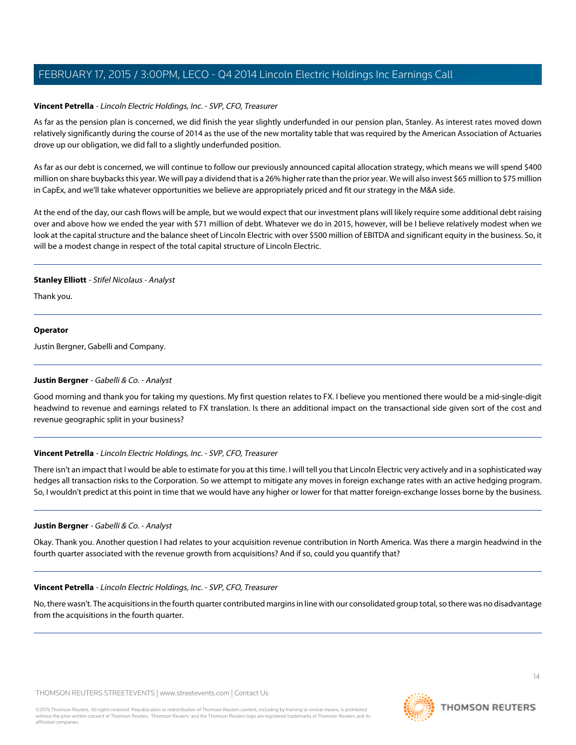**Vincent Petrella** - *Lincoln Electric Holdings, Inc. - SVP, CFO, Treasurer*

As far as the pension plan is concerned, we did finish the year slightly underfunded in our pension plan, Stanley. As interest rates moved down relatively significantly during the course of 2014 as the use of the new mortality table that was required by the American Association of Actuaries drove up our obligation, we did fall to a slightly underfunded position.

As far as our debt is concerned, we will continue to follow our previously announced capital allocation strategy, which means we will spend $400 million on share buybacks this year. We will pay a dividend that is a 26% higher rate than the prior year. We will also invest $65 million to $75 million in CapEx, and we'll take whatever opportunities we believe are appropriately priced and fit our strategy in the M&A side.

At the end of the day, our cash flows will be ample, but we would expect that our investment plans will likely require some additional debt raising over and above how we ended the year with $71 million of debt. Whatever we do in 2015, however, will be I believe relatively modest when we look at the capital structure and the balance sheet of Lincoln Electric with over $500 million of EBITDA and significant equity in the business. So, it will be a modest change in respect of the total capital structure of Lincoln Electric.

---

**Stanley Elliott** - *Stifel Nicolaus - Analyst*

Thank you.

---

**Operator**

Justin Bergner, Gabelli and Company.

---

**Justin Bergner** - *Gabelli & Co. - Analyst*

Good morning and thank you for taking my questions. My first question relates to FX. I believe you mentioned there would be a mid-single-digit headwind to revenue and earnings related to FX translation. Is there an additional impact on the transactional side given sort of the cost and revenue geographic split in your business?

---

**Vincent Petrella** - *Lincoln Electric Holdings, Inc. - SVP, CFO, Treasurer*

There isn't an impact that I would be able to estimate for you at this time. I will tell you that Lincoln Electric very actively and in a sophisticated way hedges all transaction risks to the Corporation. So we attempt to mitigate any moves in foreign exchange rates with an active hedging program. So, I wouldn't predict at this point in time that we would have any higher or lower for that matter foreign-exchange losses borne by the business.

---

**Justin Bergner** - *Gabelli & Co. - Analyst*

Okay. Thank you. Another question I had relates to your acquisition revenue contribution in North America. Was there a margin headwind in the fourth quarter associated with the revenue growth from acquisitions? And if so, could you quantify that?

---

**Vincent Petrella** - *Lincoln Electric Holdings, Inc. - SVP, CFO, Treasurer*

No, there wasn't. The acquisitions in the fourth quarter contributed margins in line with our consolidated group total, so there was no disadvantage from the acquisitions in the fourth quarter.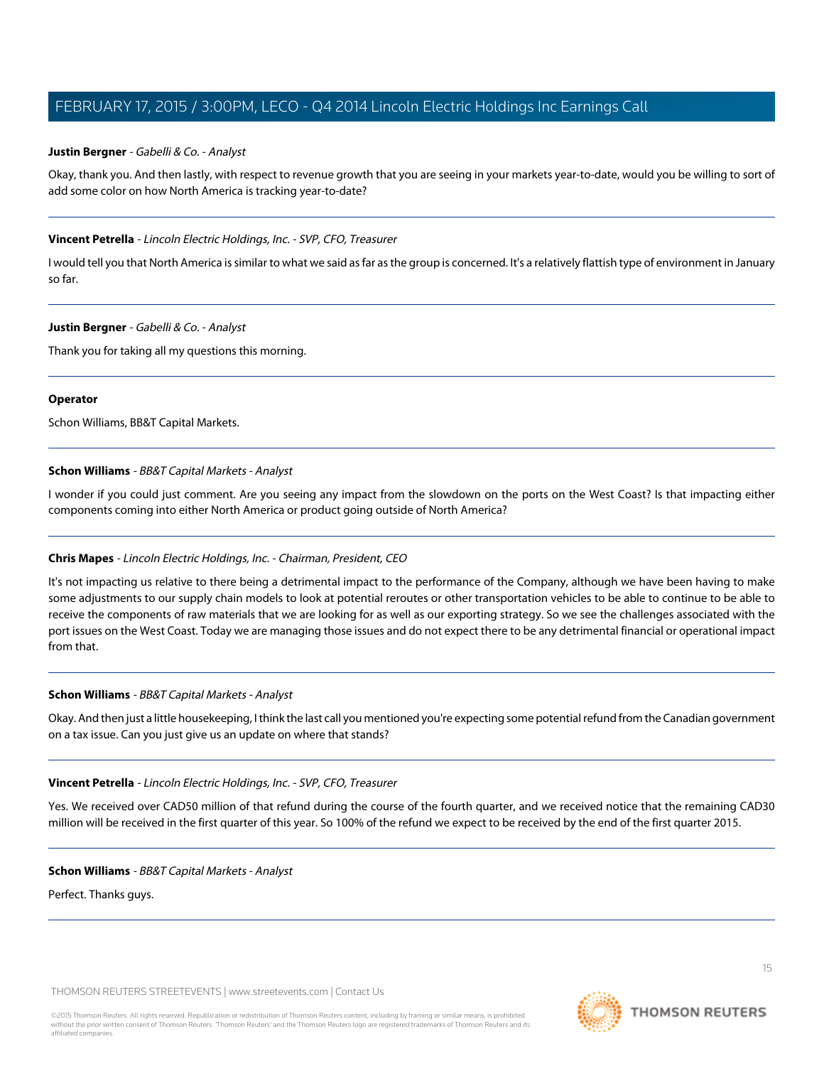**Justin Bergner** - *Gabelli & Co. - Analyst*

Okay, thank you. And then lastly, with respect to revenue growth that you are seeing in your markets year-to-date, would you be willing to sort of add some color on how North America is tracking year-to-date?

---

**Vincent Petrella** - *Lincoln Electric Holdings, Inc. - SVP, CFO, Treasurer*

I would tell you that North America is similar to what we said as far as the group is concerned. It's a relatively flattish type of environment in January so far.

---

**Justin Bergner** - *Gabelli & Co. - Analyst*

Thank you for taking all my questions this morning.

---

**Operator**

Schon Williams, BB&T Capital Markets.

---

**Schon Williams** - *BB&T Capital Markets - Analyst*

I wonder if you could just comment. Are you seeing any impact from the slowdown on the ports on the West Coast? Is that impacting either components coming into either North America or product going outside of North America?

---

**Chris Mapes** - *Lincoln Electric Holdings, Inc. - Chairman, President, CEO*

It's not impacting us relative to there being a detrimental impact to the performance of the Company, although we have been having to make some adjustments to our supply chain models to look at potential reroutes or other transportation vehicles to be able to continue to be able to receive the components of raw materials that we are looking for as well as our exporting strategy. So we see the challenges associated with the port issues on the West Coast. Today we are managing those issues and do not expect there to be any detrimental financial or operational impact from that.

---

**Schon Williams** - *BB&T Capital Markets - Analyst*

Okay. And then just a little housekeeping, I think the last call you mentioned you're expecting some potential refund from the Canadian government on a tax issue. Can you just give us an update on where that stands?

---

**Vincent Petrella** - *Lincoln Electric Holdings, Inc. - SVP, CFO, Treasurer*

Yes. We received over CAD50 million of that refund during the course of the fourth quarter, and we received notice that the remaining CAD30 million will be received in the first quarter of this year. So 100% of the refund we expect to be received by the end of the first quarter 2015.

---

**Schon Williams** - *BB&T Capital Markets - Analyst*

Perfect. Thanks guys.

---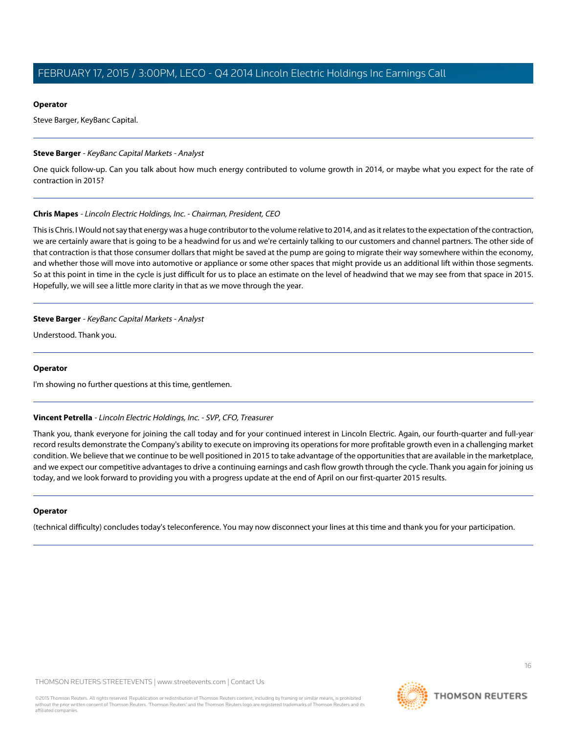**Operator**

Steve Barger, KeyBanc Capital.

---

**Steve Barger** - *KeyBanc Capital Markets - Analyst*

One quick follow-up. Can you talk about how much energy contributed to volume growth in 2014, or maybe what you expect for the rate of contraction in 2015?

---

**Chris Mapes** - *Lincoln Electric Holdings, Inc. - Chairman, President, CEO*

This is Chris. I Would not say that energy was a huge contributor to the volume relative to 2014, and as it relates to the expectation of the contraction, we are certainly aware that is going to be a headwind for us and we're certainly talking to our customers and channel partners. The other side of that contraction is that those consumer dollars that might be saved at the pump are going to migrate their way somewhere within the economy, and whether those will move into automotive or appliance or some other spaces that might provide us an additional lift within those segments. So at this point in time in the cycle is just difficult for us to place an estimate on the level of headwind that we may see from that space in 2015. Hopefully, we will see a little more clarity in that as we move through the year.

---

**Steve Barger** - *KeyBanc Capital Markets - Analyst*

Understood. Thank you.

---

**Operator**

I'm showing no further questions at this time, gentlemen.

---

**Vincent Petrella** - *Lincoln Electric Holdings, Inc. - SVP, CFO, Treasurer*

Thank you, thank everyone for joining the call today and for your continued interest in Lincoln Electric. Again, our fourth-quarter and full-year record results demonstrate the Company's ability to execute on improving its operations for more profitable growth even in a challenging market condition. We believe that we continue to be well positioned in 2015 to take advantage of the opportunities that are available in the marketplace, and we expect our competitive advantages to drive a continuing earnings and cash flow growth through the cycle. Thank you again for joining us today, and we look forward to providing you with a progress update at the end of April on our first-quarter 2015 results.

---

**Operator**

(technical difficulty) concludes today's teleconference. You may now disconnect your lines at this time and thank you for your participation.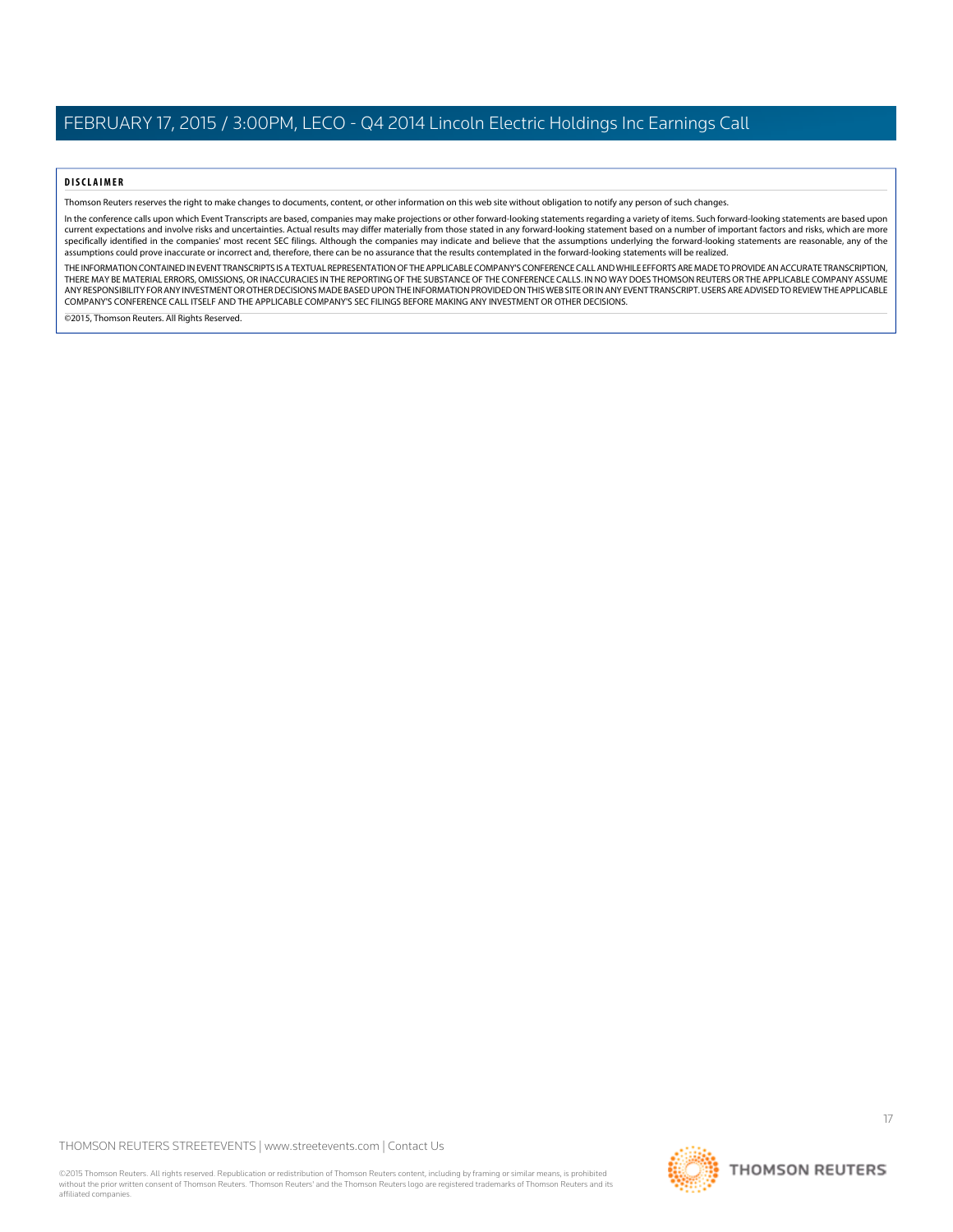**DISCLAIMER**

Thomson Reuters reserves the right to make changes to documents, content, or other information on this web site without obligation to notify any person of such changes.

In the conference calls upon which Event Transcripts are based, companies may make projections or other forward-looking statements regarding a variety of items. Such forward-looking statements are based upon current expectations and involve risks and uncertainties. Actual results may differ materially from those stated in any forward-looking statement based on a number of important factors and risks, which are more specifically identified in the companies' most recent SEC filings. Although the companies may indicate and believe that the assumptions underlying the forward-looking statements are reasonable, any of the assumptions could prove inaccurate or incorrect and, therefore, there can be no assurance that the results contemplated in the forward-looking statements will be realized.

THE INFORMATION CONTAINED IN EVENT TRANSCRIPTS IS A TEXTUAL REPRESENTATION OF THE APPLICABLE COMPANY'S CONFERENCE CALL AND WHILE EFFORTS ARE MADE TO PROVIDE AN ACCURATE TRANSCRIPTION, THERE MAY BE MATERIAL ERRORS, OMISSIONS, OR INACCURACIES IN THE REPORTING OF THE SUBSTANCE OF THE CONFERENCE CALLS. IN NO WAY DOES THOMSON REUTERS OR THE APPLICABLE COMPANY ASSUME ANY RESPONSIBILITY FOR ANY INVESTMENT OR OTHER DECISIONS MADE BASED UPON THE INFORMATION PROVIDED ON THIS WEB SITE OR IN ANY EVENT TRANSCRIPT. USERS ARE ADVISED TO REVIEW THE APPLICABLE COMPANY'S CONFERENCE CALL ITSELF AND THE APPLICABLE COMPANY'S SEC FILINGS BEFORE MAKING ANY INVESTMENT OR OTHER DECISIONS.

©2015, Thomson Reuters. All Rights Reserved.